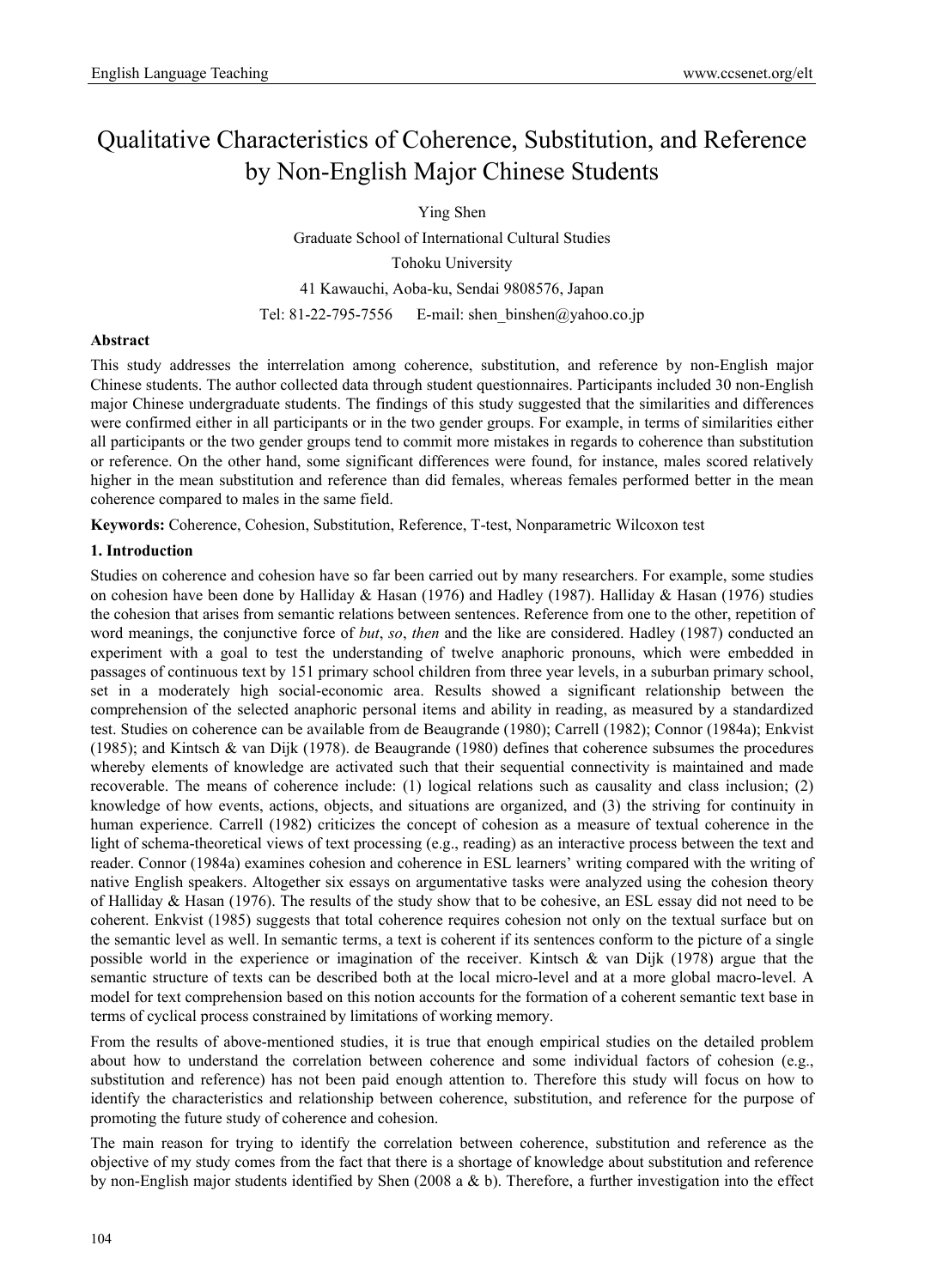# Qualitative Characteristics of Coherence, Substitution, and Reference by Non-English Major Chinese Students

Ying Shen

Graduate School of International Cultural Studies

Tohoku University

41 Kawauchi, Aoba-ku, Sendai 9808576, Japan

Tel: 81-22-795-7556 E-mail: shen_binshen@yahoo.co.jp

**Abstract**

This study addresses the interrelation among coherence, substitution, and reference by non-English major Chinese students. The author collected data through student questionnaires. Participants included 30 non-English major Chinese undergraduate students. The findings of this study suggested that the similarities and differences were confirmed either in all participants or in the two gender groups. For example, in terms of similarities either all participants or the two gender groups tend to commit more mistakes in regards to coherence than substitution or reference. On the other hand, some significant differences were found, for instance, males scored relatively higher in the mean substitution and reference than did females, whereas females performed better in the mean coherence compared to males in the same field.

**Keywords:** Coherence, Cohesion, Substitution, Reference, T-test, Nonparametric Wilcoxon test

## 1. Introduction

Studies on coherence and cohesion have so far been carried out by many researchers. For example, some studies on cohesion have been done by Halliday & Hasan (1976) and Hadley (1987). Halliday & Hasan (1976) studies the cohesion that arises from semantic relations between sentences. Reference from one to the other, repetition of word meanings, the conjunctive force of *but*, *so*, *then* and the like are considered. Hadley (1987) conducted an experiment with a goal to test the understanding of twelve anaphoric pronouns, which were embedded in passages of continuous text by 151 primary school children from three year levels, in a suburban primary school, set in a moderately high social-economic area. Results showed a significant relationship between the comprehension of the selected anaphoric personal items and ability in reading, as measured by a standardized test. Studies on coherence can be available from de Beaugrande (1980); Carrell (1982); Connor (1984a); Enkvist (1985); and Kintsch & van Dijk (1978). de Beaugrande (1980) defines that coherence subsumes the procedures whereby elements of knowledge are activated such that their sequential connectivity is maintained and made recoverable. The means of coherence include: (1) logical relations such as causality and class inclusion; (2) knowledge of how events, actions, objects, and situations are organized, and (3) the striving for continuity in human experience. Carrell (1982) criticizes the concept of cohesion as a measure of textual coherence in the light of schema-theoretical views of text processing (e.g., reading) as an interactive process between the text and reader. Connor (1984a) examines cohesion and coherence in ESL learners' writing compared with the writing of native English speakers. Altogether six essays on argumentative tasks were analyzed using the cohesion theory of Halliday & Hasan (1976). The results of the study show that to be cohesive, an ESL essay did not need to be coherent. Enkvist (1985) suggests that total coherence requires cohesion not only on the textual surface but on the semantic level as well. In semantic terms, a text is coherent if its sentences conform to the picture of a single possible world in the experience or imagination of the receiver. Kintsch & van Dijk (1978) argue that the semantic structure of texts can be described both at the local micro-level and at a more global macro-level. A model for text comprehension based on this notion accounts for the formation of a coherent semantic text base in terms of cyclical process constrained by limitations of working memory.

From the results of above-mentioned studies, it is true that enough empirical studies on the detailed problem about how to understand the correlation between coherence and some individual factors of cohesion (e.g., substitution and reference) has not been paid enough attention to. Therefore this study will focus on how to identify the characteristics and relationship between coherence, substitution, and reference for the purpose of promoting the future study of coherence and cohesion.

The main reason for trying to identify the correlation between coherence, substitution and reference as the objective of my study comes from the fact that there is a shortage of knowledge about substitution and reference by non-English major students identified by Shen (2008 a & b). Therefore, a further investigation into the effect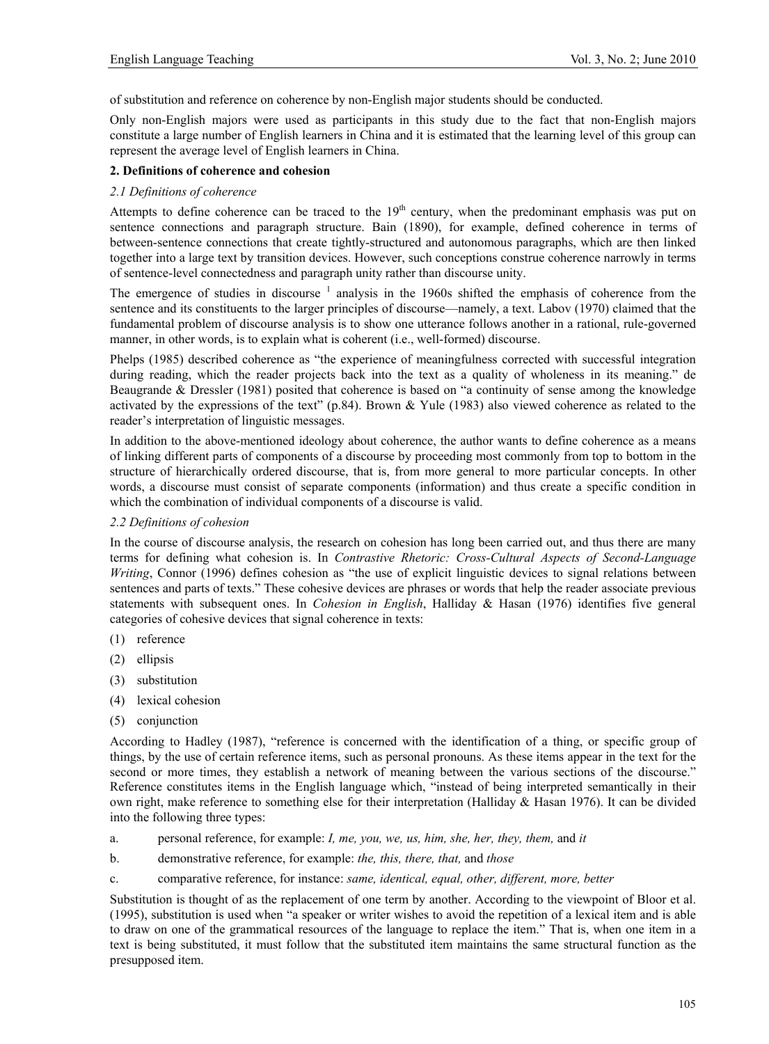of substitution and reference on coherence by non-English major students should be conducted.

Only non-English majors were used as participants in this study due to the fact that non-English majors constitute a large number of English learners in China and it is estimated that the learning level of this group can represent the average level of English learners in China.

## 2. Definitions of coherence and cohesion

### *2.1 Definitions of coherence*

Attempts to define coherence can be traced to the 19th century, when the predominant emphasis was put on sentence connections and paragraph structure. Bain (1890), for example, defined coherence in terms of between-sentence connections that create tightly-structured and autonomous paragraphs, which are then linked together into a large text by transition devices. However, such conceptions construe coherence narrowly in terms of sentence-level connectedness and paragraph unity rather than discourse unity.

The emergence of studies in discourse [1] analysis in the 1960s shifted the emphasis of coherence from the sentence and its constituents to the larger principles of discourse—namely, a text. Labov (1970) claimed that the fundamental problem of discourse analysis is to show one utterance follows another in a rational, rule-governed manner, in other words, is to explain what is coherent (i.e., well-formed) discourse.

Phelps (1985) described coherence as "the experience of meaningfulness corrected with successful integration during reading, which the reader projects back into the text as a quality of wholeness in its meaning." de Beaugrande & Dressler (1981) posited that coherence is based on "a continuity of sense among the knowledge activated by the expressions of the text" (p.84). Brown & Yule (1983) also viewed coherence as related to the reader's interpretation of linguistic messages.

In addition to the above-mentioned ideology about coherence, the author wants to define coherence as a means of linking different parts of components of a discourse by proceeding most commonly from top to bottom in the structure of hierarchically ordered discourse, that is, from more general to more particular concepts. In other words, a discourse must consist of separate components (information) and thus create a specific condition in which the combination of individual components of a discourse is valid.

### *2.2 Definitions of cohesion*

In the course of discourse analysis, the research on cohesion has long been carried out, and thus there are many terms for defining what cohesion is. In *Contrastive Rhetoric: Cross-Cultural Aspects of Second-Language Writing*, Connor (1996) defines cohesion as "the use of explicit linguistic devices to signal relations between sentences and parts of texts." These cohesive devices are phrases or words that help the reader associate previous statements with subsequent ones. In *Cohesion in English*, Halliday & Hasan (1976) identifies five general categories of cohesive devices that signal coherence in texts:

(1) reference

(2) ellipsis

(3) substitution

(4) lexical cohesion

(5) conjunction

According to Hadley (1987), "reference is concerned with the identification of a thing, or specific group of things, by the use of certain reference items, such as personal pronouns. As these items appear in the text for the second or more times, they establish a network of meaning between the various sections of the discourse." Reference constitutes items in the English language which, "instead of being interpreted semantically in their own right, make reference to something else for their interpretation (Halliday & Hasan 1976). It can be divided into the following three types:

a. personal reference, for example: *I, me, you, we, us, him, she, her, they, them,* and *it*

b. demonstrative reference, for example: *the, this, there, that,* and *those*

c. comparative reference, for instance: *same, identical, equal, other, different, more, better*

Substitution is thought of as the replacement of one term by another. According to the viewpoint of Bloor et al. (1995), substitution is used when "a speaker or writer wishes to avoid the repetition of a lexical item and is able to draw on one of the grammatical resources of the language to replace the item." That is, when one item in a text is being substituted, it must follow that the substituted item maintains the same structural function as the presupposed item.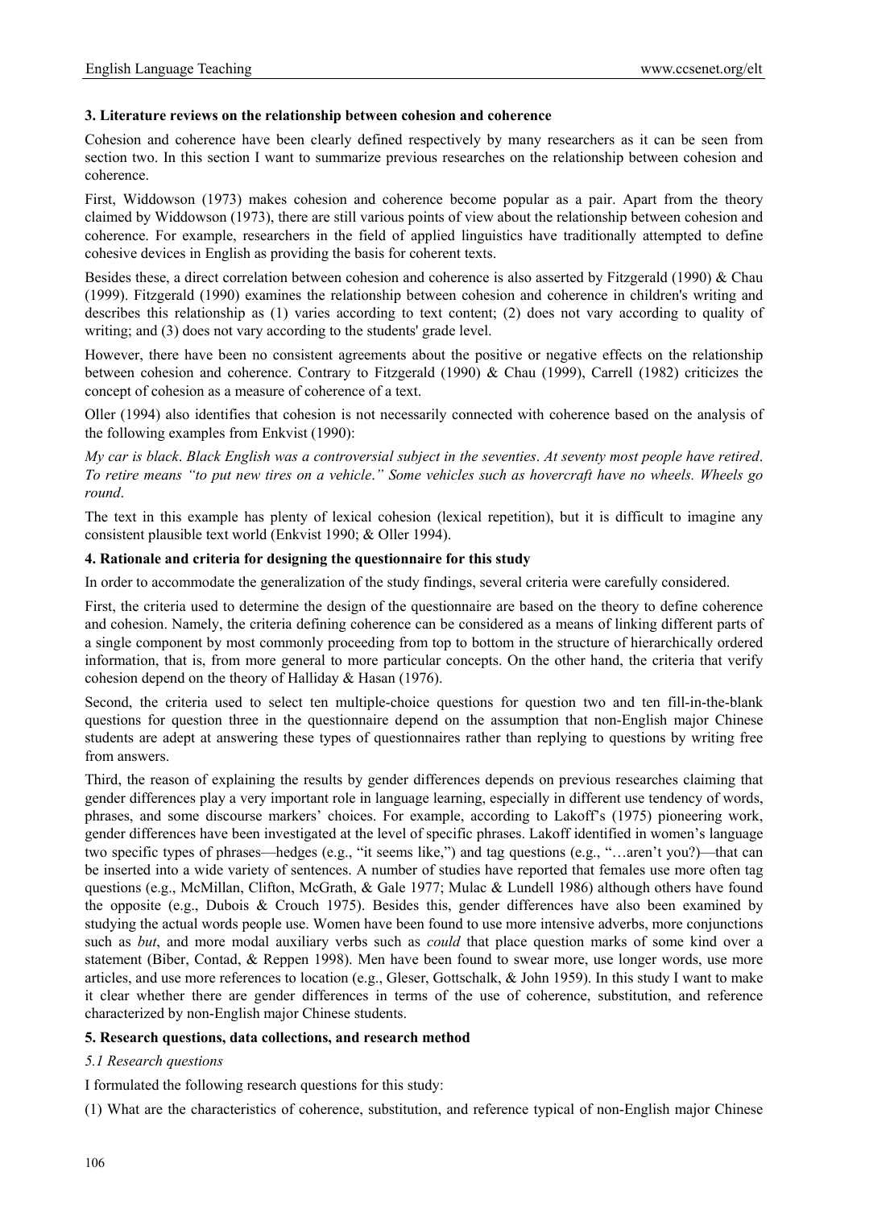### 3. Literature reviews on the relationship between cohesion and coherence

Cohesion and coherence have been clearly defined respectively by many researchers as it can be seen from section two. In this section I want to summarize previous researches on the relationship between cohesion and coherence.

First, Widdowson (1973) makes cohesion and coherence become popular as a pair. Apart from the theory claimed by Widdowson (1973), there are still various points of view about the relationship between cohesion and coherence. For example, researchers in the field of applied linguistics have traditionally attempted to define cohesive devices in English as providing the basis for coherent texts.

Besides these, a direct correlation between cohesion and coherence is also asserted by Fitzgerald (1990) & Chau (1999). Fitzgerald (1990) examines the relationship between cohesion and coherence in children's writing and describes this relationship as (1) varies according to text content; (2) does not vary according to quality of writing; and (3) does not vary according to the students' grade level.

However, there have been no consistent agreements about the positive or negative effects on the relationship between cohesion and coherence. Contrary to Fitzgerald (1990) & Chau (1999), Carrell (1982) criticizes the concept of cohesion as a measure of coherence of a text.

Oller (1994) also identifies that cohesion is not necessarily connected with coherence based on the analysis of the following examples from Enkvist (1990):

*My car is black. Black English was a controversial subject in the seventies. At seventy most people have retired. To retire means "to put new tires on a vehicle." Some vehicles such as hovercraft have no wheels. Wheels go round.*

The text in this example has plenty of lexical cohesion (lexical repetition), but it is difficult to imagine any consistent plausible text world (Enkvist 1990; & Oller 1994).

### 4. Rationale and criteria for designing the questionnaire for this study

In order to accommodate the generalization of the study findings, several criteria were carefully considered.

First, the criteria used to determine the design of the questionnaire are based on the theory to define coherence and cohesion. Namely, the criteria defining coherence can be considered as a means of linking different parts of a single component by most commonly proceeding from top to bottom in the structure of hierarchically ordered information, that is, from more general to more particular concepts. On the other hand, the criteria that verify cohesion depend on the theory of Halliday & Hasan (1976).

Second, the criteria used to select ten multiple-choice questions for question two and ten fill-in-the-blank questions for question three in the questionnaire depend on the assumption that non-English major Chinese students are adept at answering these types of questionnaires rather than replying to questions by writing free from answers.

Third, the reason of explaining the results by gender differences depends on previous researches claiming that gender differences play a very important role in language learning, especially in different use tendency of words, phrases, and some discourse markers' choices. For example, according to Lakoff's (1975) pioneering work, gender differences have been investigated at the level of specific phrases. Lakoff identified in women's language two specific types of phrases—hedges (e.g., "it seems like,") and tag questions (e.g., "…aren't you?)—that can be inserted into a wide variety of sentences. A number of studies have reported that females use more often tag questions (e.g., McMillan, Clifton, McGrath, & Gale 1977; Mulac & Lundell 1986) although others have found the opposite (e.g., Dubois & Crouch 1975). Besides this, gender differences have also been examined by studying the actual words people use. Women have been found to use more intensive adverbs, more conjunctions such as *but*, and more modal auxiliary verbs such as *could* that place question marks of some kind over a statement (Biber, Contad, & Reppen 1998). Men have been found to swear more, use longer words, use more articles, and use more references to location (e.g., Gleser, Gottschalk, & John 1959). In this study I want to make it clear whether there are gender differences in terms of the use of coherence, substitution, and reference characterized by non-English major Chinese students.

### 5. Research questions, data collections, and research method

#### *5.1 Research questions*

I formulated the following research questions for this study:

(1) What are the characteristics of coherence, substitution, and reference typical of non-English major Chinese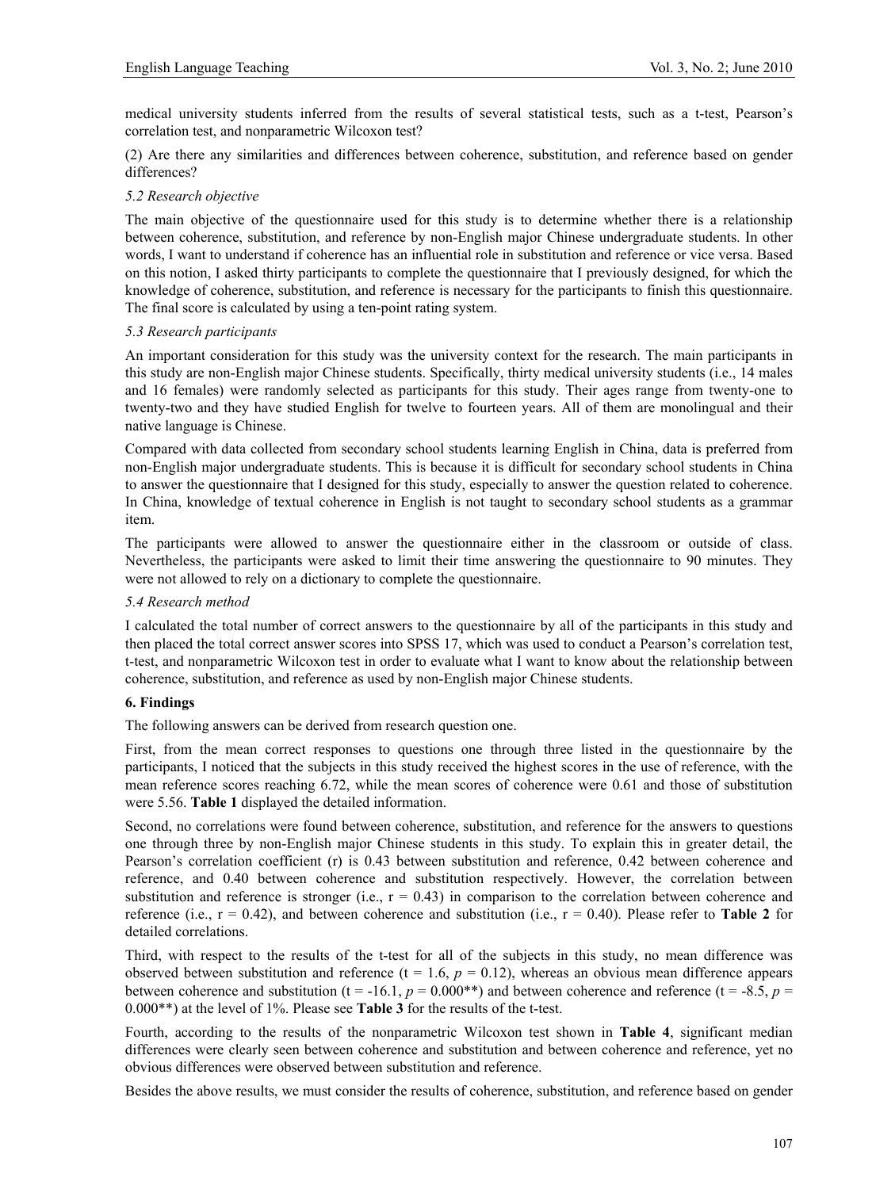medical university students inferred from the results of several statistical tests, such as a t-test, Pearson's correlation test, and nonparametric Wilcoxon test?

(2) Are there any similarities and differences between coherence, substitution, and reference based on gender differences?

### *5.2 Research objective*

The main objective of the questionnaire used for this study is to determine whether there is a relationship between coherence, substitution, and reference by non-English major Chinese undergraduate students. In other words, I want to understand if coherence has an influential role in substitution and reference or vice versa. Based on this notion, I asked thirty participants to complete the questionnaire that I previously designed, for which the knowledge of coherence, substitution, and reference is necessary for the participants to finish this questionnaire. The final score is calculated by using a ten-point rating system.

### *5.3 Research participants*

An important consideration for this study was the university context for the research. The main participants in this study are non-English major Chinese students. Specifically, thirty medical university students (i.e., 14 males and 16 females) were randomly selected as participants for this study. Their ages range from twenty-one to twenty-two and they have studied English for twelve to fourteen years. All of them are monolingual and their native language is Chinese.

Compared with data collected from secondary school students learning English in China, data is preferred from non-English major undergraduate students. This is because it is difficult for secondary school students in China to answer the questionnaire that I designed for this study, especially to answer the question related to coherence. In China, knowledge of textual coherence in English is not taught to secondary school students as a grammar item.

The participants were allowed to answer the questionnaire either in the classroom or outside of class. Nevertheless, the participants were asked to limit their time answering the questionnaire to 90 minutes. They were not allowed to rely on a dictionary to complete the questionnaire.

### *5.4 Research method*

I calculated the total number of correct answers to the questionnaire by all of the participants in this study and then placed the total correct answer scores into SPSS 17, which was used to conduct a Pearson's correlation test, t-test, and nonparametric Wilcoxon test in order to evaluate what I want to know about the relationship between coherence, substitution, and reference as used by non-English major Chinese students.

## **6. Findings**

The following answers can be derived from research question one.

First, from the mean correct responses to questions one through three listed in the questionnaire by the participants, I noticed that the subjects in this study received the highest scores in the use of reference, with the mean reference scores reaching 6.72, while the mean scores of coherence were 0.61 and those of substitution were 5.56. **Table 1** displayed the detailed information.

Second, no correlations were found between coherence, substitution, and reference for the answers to questions one through three by non-English major Chinese students in this study. To explain this in greater detail, the Pearson's correlation coefficient (r) is 0.43 between substitution and reference, 0.42 between coherence and reference, and 0.40 between coherence and substitution respectively. However, the correlation between substitution and reference is stronger (i.e., $r = 0.43$) in comparison to the correlation between coherence and reference (i.e., $r = 0.42$), and between coherence and substitution (i.e., $r = 0.40$). Please refer to **Table 2** for detailed correlations.

Third, with respect to the results of the t-test for all of the subjects in this study, no mean difference was observed between substitution and reference ($t = 1.6$, $p = 0.12$), whereas an obvious mean difference appears between coherence and substitution ($t = -16.1$, $p = 0.000$**) and between coherence and reference ($t = -8.5$, $p = 0.000$**) at the level of 1%. Please see **Table 3** for the results of the t-test.

Fourth, according to the results of the nonparametric Wilcoxon test shown in **Table 4**, significant median differences were clearly seen between coherence and substitution and between coherence and reference, yet no obvious differences were observed between substitution and reference.

Besides the above results, we must consider the results of coherence, substitution, and reference based on gender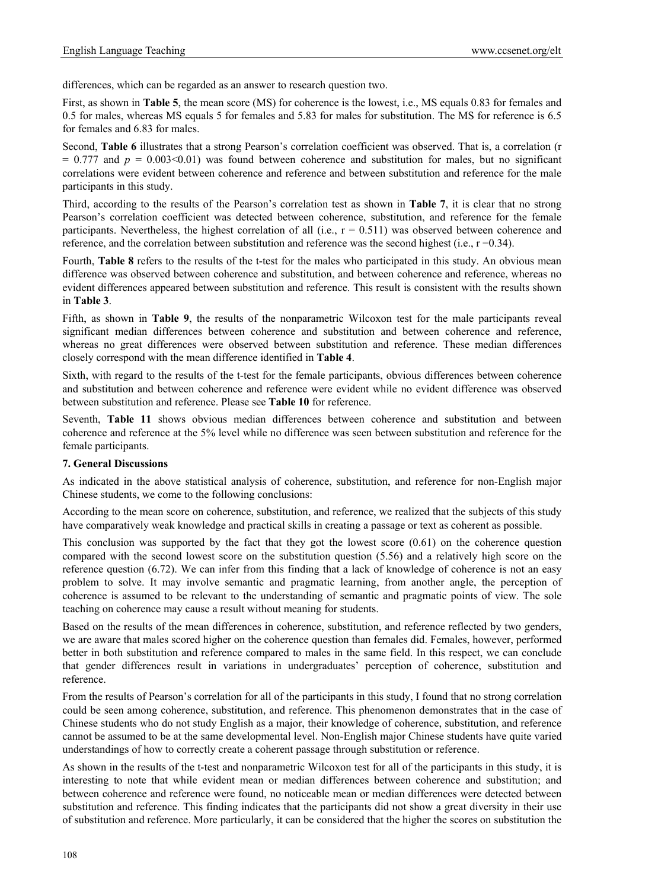differences, which can be regarded as an answer to research question two.

First, as shown in **Table 5**, the mean score (MS) for coherence is the lowest, i.e., MS equals 0.83 for females and 0.5 for males, whereas MS equals 5 for females and 5.83 for males for substitution. The MS for reference is 6.5 for females and 6.83 for males.

Second, **Table 6** illustrates that a strong Pearson's correlation coefficient was observed. That is, a correlation ($r = 0.777$ and $p = 0.003<0.01$) was found between coherence and substitution for males, but no significant correlations were evident between coherence and reference and between substitution and reference for the male participants in this study.

Third, according to the results of the Pearson's correlation test as shown in **Table 7**, it is clear that no strong Pearson's correlation coefficient was detected between coherence, substitution, and reference for the female participants. Nevertheless, the highest correlation of all (i.e., $r = 0.511$) was observed between coherence and reference, and the correlation between substitution and reference was the second highest (i.e., $r = 0.34$).

Fourth, **Table 8** refers to the results of the t-test for the males who participated in this study. An obvious mean difference was observed between coherence and substitution, and between coherence and reference, whereas no evident differences appeared between substitution and reference. This result is consistent with the results shown in **Table 3**.

Fifth, as shown in **Table 9**, the results of the nonparametric Wilcoxon test for the male participants reveal significant median differences between coherence and substitution and between coherence and reference, whereas no great differences were observed between substitution and reference. These median differences closely correspond with the mean difference identified in **Table 4**.

Sixth, with regard to the results of the t-test for the female participants, obvious differences between coherence and substitution and between coherence and reference were evident while no evident difference was observed between substitution and reference. Please see **Table 10** for reference.

Seventh, **Table 11** shows obvious median differences between coherence and substitution and between coherence and reference at the 5% level while no difference was seen between substitution and reference for the female participants.

## 7. General Discussions

As indicated in the above statistical analysis of coherence, substitution, and reference for non-English major Chinese students, we come to the following conclusions:

According to the mean score on coherence, substitution, and reference, we realized that the subjects of this study have comparatively weak knowledge and practical skills in creating a passage or text as coherent as possible.

This conclusion was supported by the fact that they got the lowest score (0.61) on the coherence question compared with the second lowest score on the substitution question (5.56) and a relatively high score on the reference question (6.72). We can infer from this finding that a lack of knowledge of coherence is not an easy problem to solve. It may involve semantic and pragmatic learning, from another angle, the perception of coherence is assumed to be relevant to the understanding of semantic and pragmatic points of view. The sole teaching on coherence may cause a result without meaning for students.

Based on the results of the mean differences in coherence, substitution, and reference reflected by two genders, we are aware that males scored higher on the coherence question than females did. Females, however, performed better in both substitution and reference compared to males in the same field. In this respect, we can conclude that gender differences result in variations in undergraduates' perception of coherence, substitution and reference.

From the results of Pearson's correlation for all of the participants in this study, I found that no strong correlation could be seen among coherence, substitution, and reference. This phenomenon demonstrates that in the case of Chinese students who do not study English as a major, their knowledge of coherence, substitution, and reference cannot be assumed to be at the same developmental level. Non-English major Chinese students have quite varied understandings of how to correctly create a coherent passage through substitution or reference.

As shown in the results of the t-test and nonparametric Wilcoxon test for all of the participants in this study, it is interesting to note that while evident mean or median differences between coherence and substitution; and between coherence and reference were found, no noticeable mean or median differences were detected between substitution and reference. This finding indicates that the participants did not show a great diversity in their use of substitution and reference. More particularly, it can be considered that the higher the scores on substitution the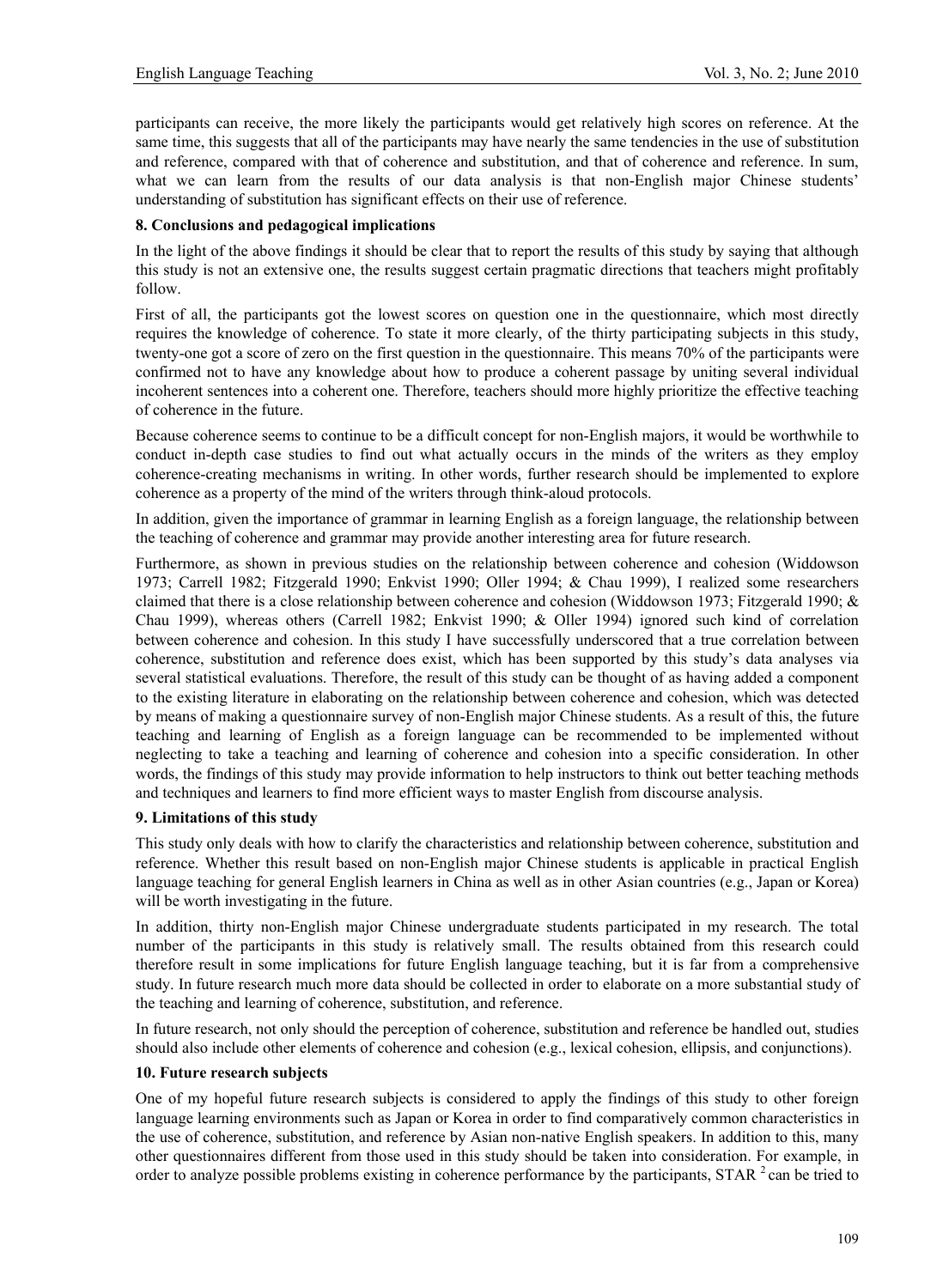participants can receive, the more likely the participants would get relatively high scores on reference. At the same time, this suggests that all of the participants may have nearly the same tendencies in the use of substitution and reference, compared with that of coherence and substitution, and that of coherence and reference. In sum, what we can learn from the results of our data analysis is that non-English major Chinese students' understanding of substitution has significant effects on their use of reference.

## 8. Conclusions and pedagogical implications

In the light of the above findings it should be clear that to report the results of this study by saying that although this study is not an extensive one, the results suggest certain pragmatic directions that teachers might profitably follow.

First of all, the participants got the lowest scores on question one in the questionnaire, which most directly requires the knowledge of coherence. To state it more clearly, of the thirty participating subjects in this study, twenty-one got a score of zero on the first question in the questionnaire. This means 70% of the participants were confirmed not to have any knowledge about how to produce a coherent passage by uniting several individual incoherent sentences into a coherent one. Therefore, teachers should more highly prioritize the effective teaching of coherence in the future.

Because coherence seems to continue to be a difficult concept for non-English majors, it would be worthwhile to conduct in-depth case studies to find out what actually occurs in the minds of the writers as they employ coherence-creating mechanisms in writing. In other words, further research should be implemented to explore coherence as a property of the mind of the writers through think-aloud protocols.

In addition, given the importance of grammar in learning English as a foreign language, the relationship between the teaching of coherence and grammar may provide another interesting area for future research.

Furthermore, as shown in previous studies on the relationship between coherence and cohesion (Widdowson 1973; Carrell 1982; Fitzgerald 1990; Enkvist 1990; Oller 1994; & Chau 1999), I realized some researchers claimed that there is a close relationship between coherence and cohesion (Widdowson 1973; Fitzgerald 1990; & Chau 1999), whereas others (Carrell 1982; Enkvist 1990; & Oller 1994) ignored such kind of correlation between coherence and cohesion. In this study I have successfully underscored that a true correlation between coherence, substitution and reference does exist, which has been supported by this study's data analyses via several statistical evaluations. Therefore, the result of this study can be thought of as having added a component to the existing literature in elaborating on the relationship between coherence and cohesion, which was detected by means of making a questionnaire survey of non-English major Chinese students. As a result of this, the future teaching and learning of English as a foreign language can be recommended to be implemented without neglecting to take a teaching and learning of coherence and cohesion into a specific consideration. In other words, the findings of this study may provide information to help instructors to think out better teaching methods and techniques and learners to find more efficient ways to master English from discourse analysis.

## 9. Limitations of this study

This study only deals with how to clarify the characteristics and relationship between coherence, substitution and reference. Whether this result based on non-English major Chinese students is applicable in practical English language teaching for general English learners in China as well as in other Asian countries (e.g., Japan or Korea) will be worth investigating in the future.

In addition, thirty non-English major Chinese undergraduate students participated in my research. The total number of the participants in this study is relatively small. The results obtained from this research could therefore result in some implications for future English language teaching, but it is far from a comprehensive study. In future research much more data should be collected in order to elaborate on a more substantial study of the teaching and learning of coherence, substitution, and reference.

In future research, not only should the perception of coherence, substitution and reference be handled out, studies should also include other elements of coherence and cohesion (e.g., lexical cohesion, ellipsis, and conjunctions).

## 10. Future research subjects

One of my hopeful future research subjects is considered to apply the findings of this study to other foreign language learning environments such as Japan or Korea in order to find comparatively common characteristics in the use of coherence, substitution, and reference by Asian non-native English speakers. In addition to this, many other questionnaires different from those used in this study should be taken into consideration. For example, in order to analyze possible problems existing in coherence performance by the participants, STAR [2] can be tried to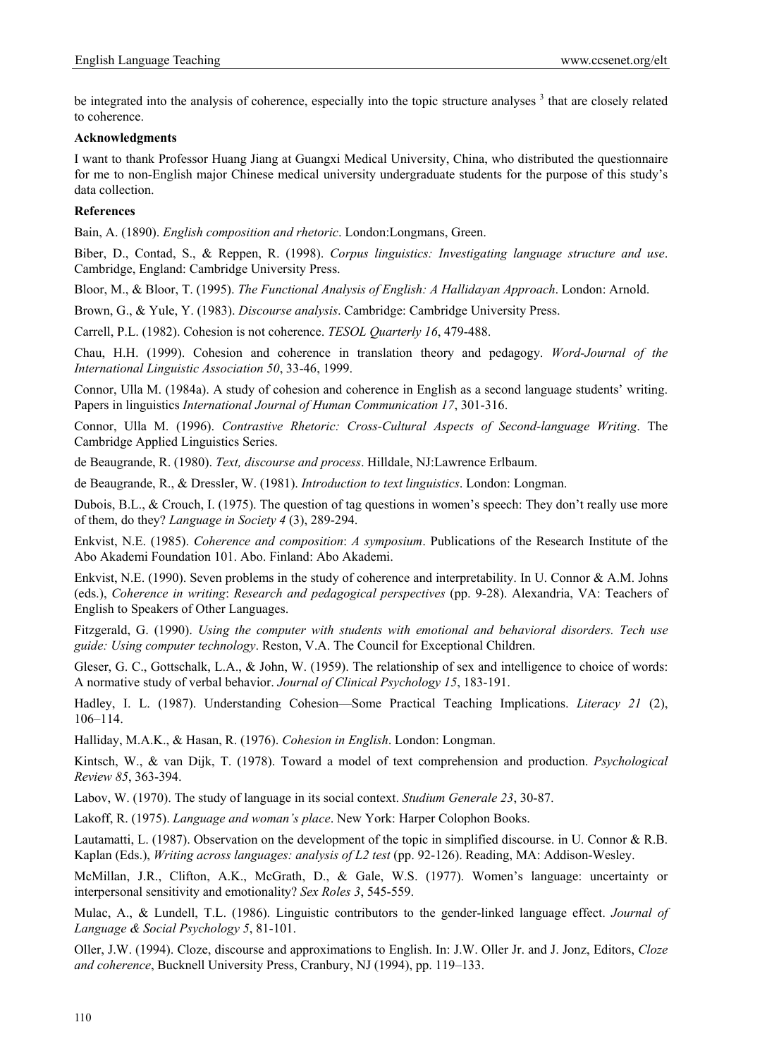be integrated into the analysis of coherence, especially into the topic structure analyses [3] that are closely related to coherence.

**Acknowledgments**

I want to thank Professor Huang Jiang at Guangxi Medical University, China, who distributed the questionnaire for me to non-English major Chinese medical university undergraduate students for the purpose of this study's data collection.

**References**

Bain, A. (1890). *English composition and rhetoric*. London:Longmans, Green.

Biber, D., Contad, S., & Reppen, R. (1998). *Corpus linguistics: Investigating language structure and use*. Cambridge, England: Cambridge University Press.

Bloor, M., & Bloor, T. (1995). *The Functional Analysis of English: A Hallidayan Approach*. London: Arnold.

Brown, G., & Yule, Y. (1983). *Discourse analysis*. Cambridge: Cambridge University Press.

Carrell, P.L. (1982). Cohesion is not coherence. *TESOL Quarterly 16*, 479-488.

Chau, H.H. (1999). Cohesion and coherence in translation theory and pedagogy. *Word-Journal of the International Linguistic Association 50*, 33-46, 1999.

Connor, Ulla M. (1984a). A study of cohesion and coherence in English as a second language students' writing. Papers in linguistics *International Journal of Human Communication 17*, 301-316.

Connor, Ulla M. (1996). *Contrastive Rhetoric: Cross-Cultural Aspects of Second-language Writing*. The Cambridge Applied Linguistics Series.

de Beaugrande, R. (1980). *Text, discourse and process*. Hilldale, NJ:Lawrence Erlbaum.

de Beaugrande, R., & Dressler, W. (1981). *Introduction to text linguistics*. London: Longman.

Dubois, B.L., & Crouch, I. (1975). The question of tag questions in women's speech: They don't really use more of them, do they? *Language in Society 4* (3), 289-294.

Enkvist, N.E. (1985). *Coherence and composition*: *A symposium*. Publications of the Research Institute of the Abo Akademi Foundation 101. Abo. Finland: Abo Akademi.

Enkvist, N.E. (1990). Seven problems in the study of coherence and interpretability. In U. Connor & A.M. Johns (eds.), *Coherence in writing*: *Research and pedagogical perspectives* (pp. 9-28). Alexandria, VA: Teachers of English to Speakers of Other Languages.

Fitzgerald, G. (1990). *Using the computer with students with emotional and behavioral disorders. Tech use guide: Using computer technology*. Reston, V.A. The Council for Exceptional Children.

Gleser, G. C., Gottschalk, L.A., & John, W. (1959). The relationship of sex and intelligence to choice of words: A normative study of verbal behavior. *Journal of Clinical Psychology 15*, 183-191.

Hadley, I. L. (1987). Understanding Cohesion—Some Practical Teaching Implications. *Literacy 21* (2), 106–114.

Halliday, M.A.K., & Hasan, R. (1976). *Cohesion in English*. London: Longman.

Kintsch, W., & van Dijk, T. (1978). Toward a model of text comprehension and production. *Psychological Review 85*, 363-394.

Labov, W. (1970). The study of language in its social context. *Studium Generale 23*, 30-87.

Lakoff, R. (1975). *Language and woman's place*. New York: Harper Colophon Books.

Lautamatti, L. (1987). Observation on the development of the topic in simplified discourse. in U. Connor & R.B. Kaplan (Eds.), *Writing across languages: analysis of L2 test* (pp. 92-126). Reading, MA: Addison-Wesley.

McMillan, J.R., Clifton, A.K., McGrath, D., & Gale, W.S. (1977). Women's language: uncertainty or interpersonal sensitivity and emotionality? *Sex Roles 3*, 545-559.

Mulac, A., & Lundell, T.L. (1986). Linguistic contributors to the gender-linked language effect. *Journal of Language & Social Psychology 5*, 81-101.

Oller, J.W. (1994). Cloze, discourse and approximations to English. In: J.W. Oller Jr. and J. Jonz, Editors, *Cloze and coherence*, Bucknell University Press, Cranbury, NJ (1994), pp. 119–133.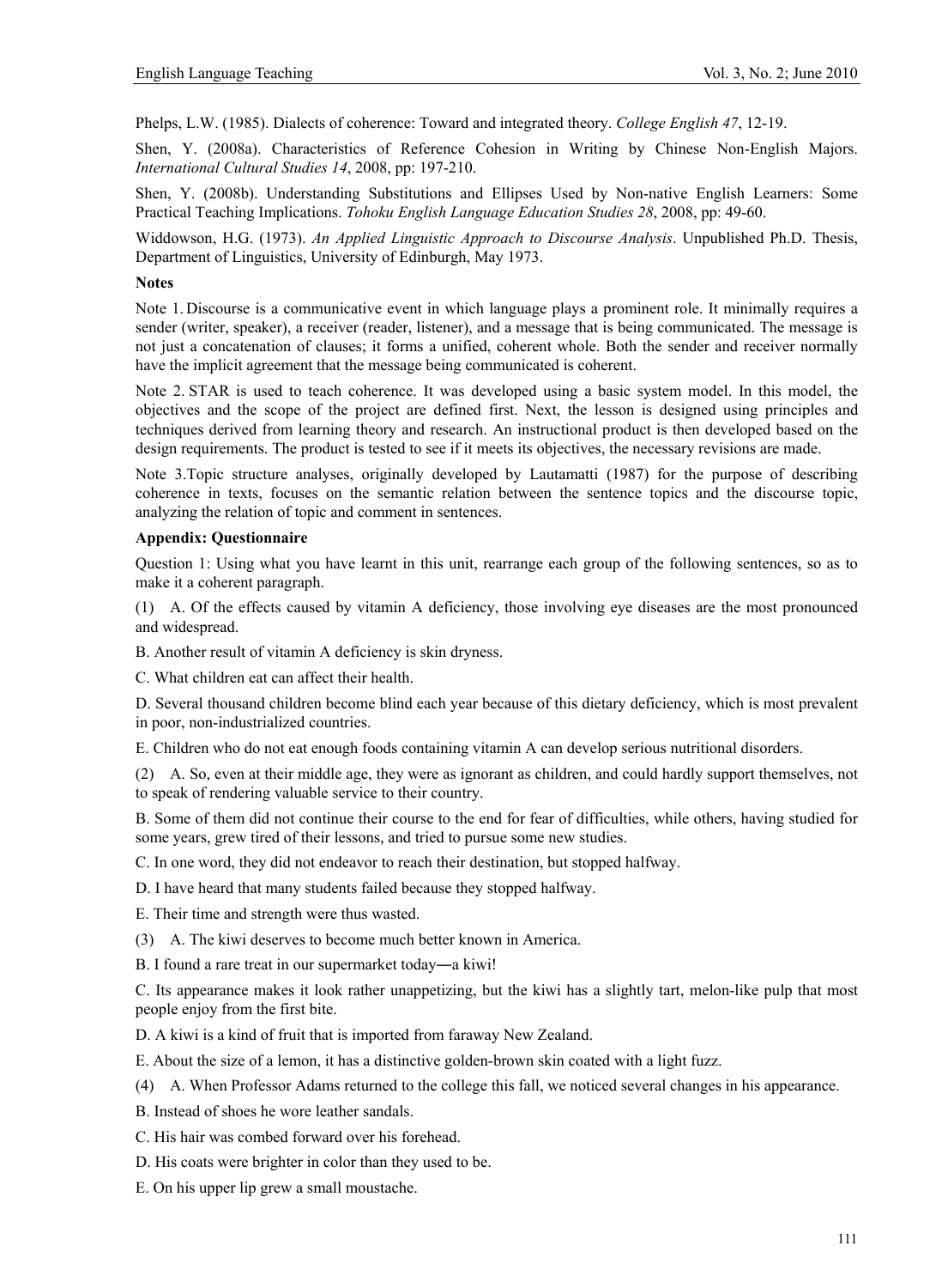Phelps, L.W. (1985). Dialects of coherence: Toward and integrated theory. *College English 47*, 12-19.

Shen, Y. (2008a). Characteristics of Reference Cohesion in Writing by Chinese Non-English Majors. *International Cultural Studies 14*, 2008, pp: 197-210.

Shen, Y. (2008b). Understanding Substitutions and Ellipses Used by Non-native English Learners: Some Practical Teaching Implications. *Tohoku English Language Education Studies 28*, 2008, pp: 49-60.

Widdowson, H.G. (1973). *An Applied Linguistic Approach to Discourse Analysis*. Unpublished Ph.D. Thesis, Department of Linguistics, University of Edinburgh, May 1973.

**Notes**

Note 1. Discourse is a communicative event in which language plays a prominent role. It minimally requires a sender (writer, speaker), a receiver (reader, listener), and a message that is being communicated. The message is not just a concatenation of clauses; it forms a unified, coherent whole. Both the sender and receiver normally have the implicit agreement that the message being communicated is coherent.

Note 2. STAR is used to teach coherence. It was developed using a basic system model. In this model, the objectives and the scope of the project are defined first. Next, the lesson is designed using principles and techniques derived from learning theory and research. An instructional product is then developed based on the design requirements. The product is tested to see if it meets its objectives, the necessary revisions are made.

Note 3.Topic structure analyses, originally developed by Lautamatti (1987) for the purpose of describing coherence in texts, focuses on the semantic relation between the sentence topics and the discourse topic, analyzing the relation of topic and comment in sentences.

**Appendix: Questionnaire**

Question 1: Using what you have learnt in this unit, rearrange each group of the following sentences, so as to make it a coherent paragraph.

(1) A. Of the effects caused by vitamin A deficiency, those involving eye diseases are the most pronounced and widespread.

B. Another result of vitamin A deficiency is skin dryness.

C. What children eat can affect their health.

D. Several thousand children become blind each year because of this dietary deficiency, which is most prevalent in poor, non-industrialized countries.

E. Children who do not eat enough foods containing vitamin A can develop serious nutritional disorders.

(2) A. So, even at their middle age, they were as ignorant as children, and could hardly support themselves, not to speak of rendering valuable service to their country.

B. Some of them did not continue their course to the end for fear of difficulties, while others, having studied for some years, grew tired of their lessons, and tried to pursue some new studies.

C. In one word, they did not endeavor to reach their destination, but stopped halfway.

D. I have heard that many students failed because they stopped halfway.

E. Their time and strength were thus wasted.

(3) A. The kiwi deserves to become much better known in America.

B. I found a rare treat in our supermarket today―a kiwi!

C. Its appearance makes it look rather unappetizing, but the kiwi has a slightly tart, melon-like pulp that most people enjoy from the first bite.

D. A kiwi is a kind of fruit that is imported from faraway New Zealand.

E. About the size of a lemon, it has a distinctive golden-brown skin coated with a light fuzz.

(4) A. When Professor Adams returned to the college this fall, we noticed several changes in his appearance.

B. Instead of shoes he wore leather sandals.

C. His hair was combed forward over his forehead.

D. His coats were brighter in color than they used to be.

E. On his upper lip grew a small moustache.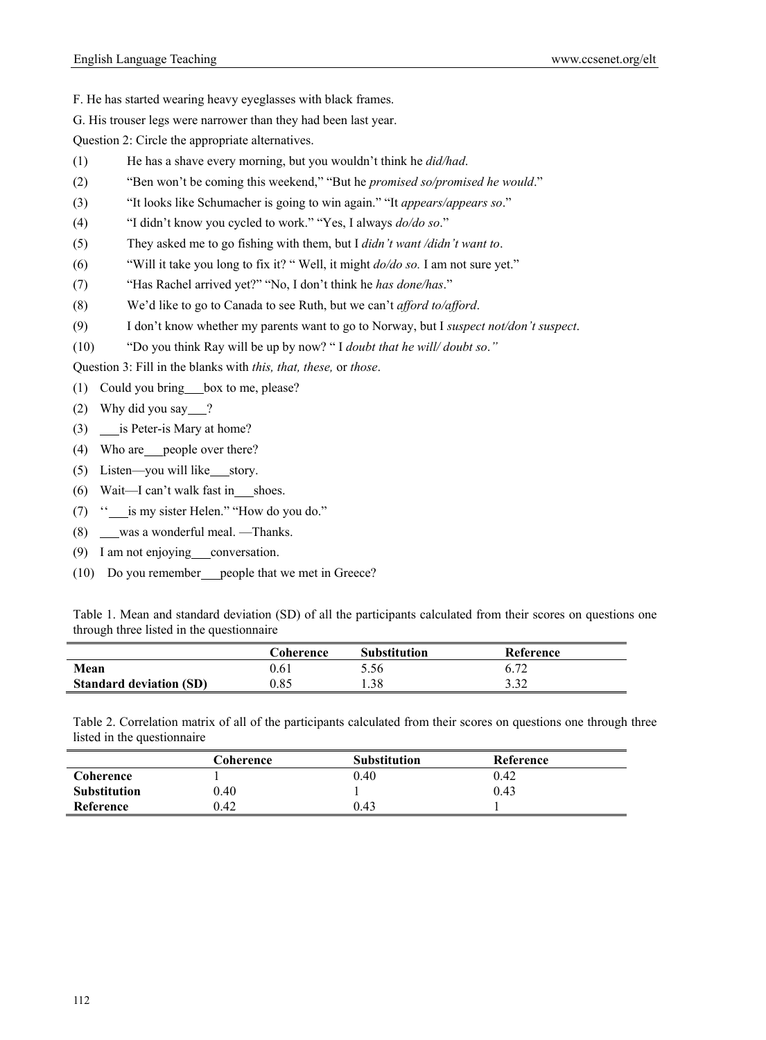F. He has started wearing heavy eyeglasses with black frames.

G. His trouser legs were narrower than they had been last year.

Question 2: Circle the appropriate alternatives.

(1) He has a shave every morning, but you wouldn't think he *did/had*.

(2) "Ben won't be coming this weekend," "But he *promised so/promised he would*."

(3) "It looks like Schumacher is going to win again." "It *appears/appears so*."

(4) "I didn't know you cycled to work." "Yes, I always *do/do so*."

(5) They asked me to go fishing with them, but I *didn't want /didn't want to*.

(6) "Will it take you long to fix it? " Well, it might *do/do so.* I am not sure yet."

(7) "Has Rachel arrived yet?" "No, I don't think he *has done/has*."

(8) We'd like to go to Canada to see Ruth, but we can't *afford to/afford*.

(9) I don't know whether my parents want to go to Norway, but I *suspect not/don't suspect*.

(10) "Do you think Ray will be up by now? " I *doubt that he will/ doubt so."*

Question 3: Fill in the blanks with *this, that, these,* or *those*.

(1) Could you bring___box to me, please?

(2) Why did you say___?

(3) ___is Peter-is Mary at home?

(4) Who are___people over there?

(5) Listen—you will like___story.

(6) Wait—I can't walk fast in___shoes.

(7) ''___is my sister Helen." "How do you do."

(8) ___was a wonderful meal. —Thanks.

(9) I am not enjoying___conversation.

(10) Do you remember___people that we met in Greece?

Table 1. Mean and standard deviation (SD) of all the participants calculated from their scores on questions one through three listed in the questionnaire

| | Coherence | Substitution | Reference |
|---|---|---|---|
| **Mean** | 0.61 | 5.56 | 6.72 |
| **Standard deviation (SD)** | 0.85 | 1.38 | 3.32 |

Table 2. Correlation matrix of all of the participants calculated from their scores on questions one through three listed in the questionnaire

| | Coherence | Substitution | Reference |
|---|---|---|---|
| **Coherence** | 1 | 0.40 | 0.42 |
| **Substitution** | 0.40 | 1 | 0.43 |
| **Reference** | 0.42 | 0.43 | 1 |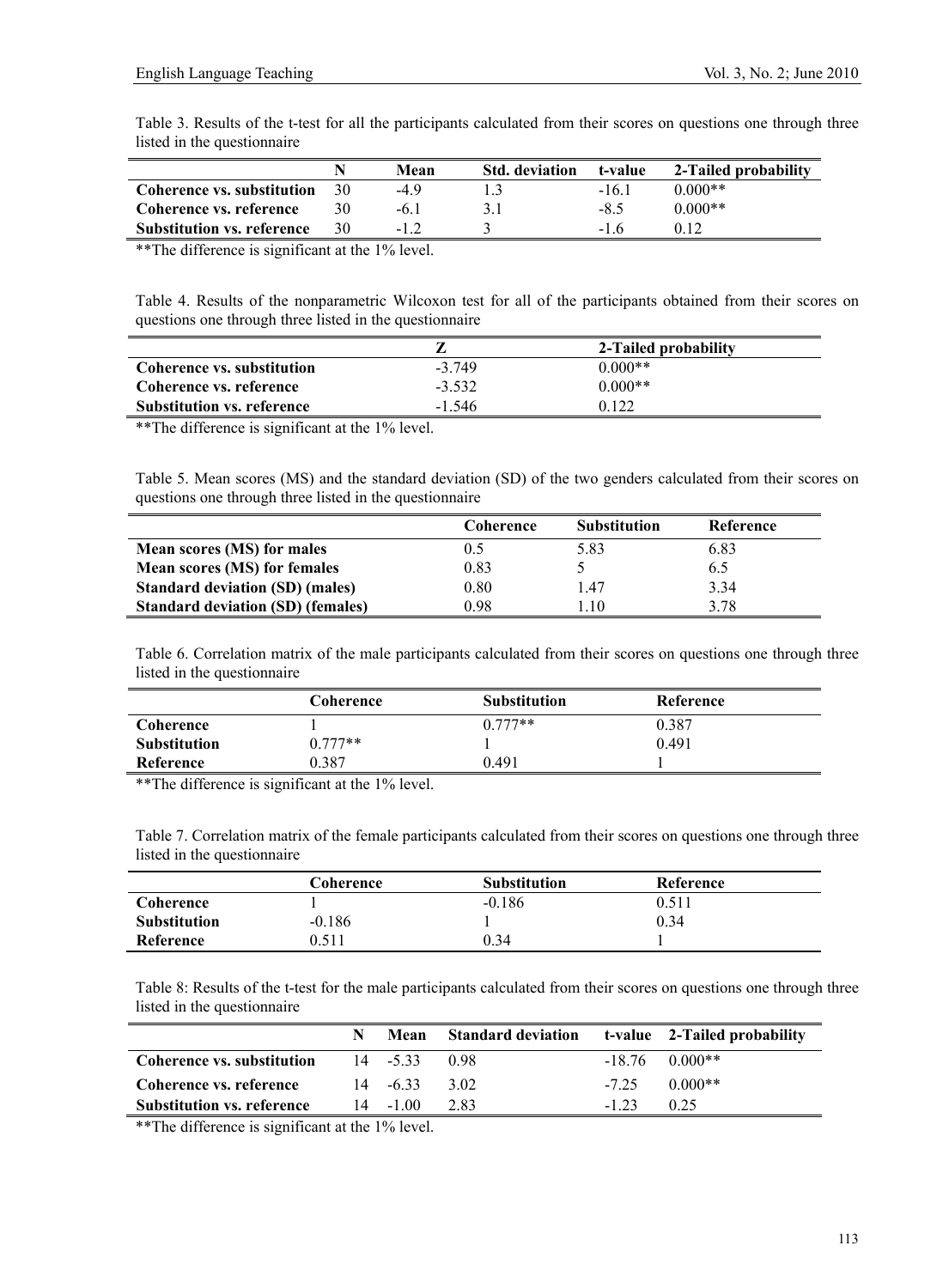Table 3. Results of the t-test for all the participants calculated from their scores on questions one through three listed in the questionnaire

| | N | Mean | Std. deviation | t-value | 2-Tailed probability |
|---|---|---|---|---|---|
| **Coherence vs. substitution** | 30 | -4.9 | 1.3 | -16.1 | 0.000** |
| **Coherence vs. reference** | 30 | -6.1 | 3.1 | -8.5 | 0.000** |
| **Substitution vs. reference** | 30 | -1.2 | 3 | -1.6 | 0.12 |

**The difference is significant at the 1% level.

Table 4. Results of the nonparametric Wilcoxon test for all of the participants obtained from their scores on questions one through three listed in the questionnaire

| | Z | 2-Tailed probability |
|---|---|---|
| **Coherence vs. substitution** | -3.749 | 0.000** |
| **Coherence vs. reference** | -3.532 | 0.000** |
| **Substitution vs. reference** | -1.546 | 0.122 |

**The difference is significant at the 1% level.

Table 5. Mean scores (MS) and the standard deviation (SD) of the two genders calculated from their scores on questions one through three listed in the questionnaire

| | Coherence | Substitution | Reference |
|---|---|---|---|
| **Mean scores (MS) for males** | 0.5 | 5.83 | 6.83 |
| **Mean scores (MS) for females** | 0.83 | 5 | 6.5 |
| **Standard deviation (SD) (males)** | 0.80 | 1.47 | 3.34 |
| **Standard deviation (SD) (females)** | 0.98 | 1.10 | 3.78 |

Table 6. Correlation matrix of the male participants calculated from their scores on questions one through three listed in the questionnaire

| | Coherence | Substitution | Reference |
|---|---|---|---|
| **Coherence** | 1 | 0.777** | 0.387 |
| **Substitution** | 0.777** | 1 | 0.491 |
| **Reference** | 0.387 | 0.491 | 1 |

**The difference is significant at the 1% level.

Table 7. Correlation matrix of the female participants calculated from their scores on questions one through three listed in the questionnaire

| | Coherence | Substitution | Reference |
|---|---|---|---|
| **Coherence** | 1 | -0.186 | 0.511 |
| **Substitution** | -0.186 | 1 | 0.34 |
| **Reference** | 0.511 | 0.34 | 1 |

Table 8: Results of the t-test for the male participants calculated from their scores on questions one through three listed in the questionnaire

| | N | Mean | Standard deviation | t-value | 2-Tailed probability |
|---|---|---|---|---|---|
| **Coherence vs. substitution** | 14 | -5.33 | 0.98 | -18.76 | 0.000** |
| **Coherence vs. reference** | 14 | -6.33 | 3.02 | -7.25 | 0.000** |
| **Substitution vs. reference** | 14 | -1.00 | 2.83 | -1.23 | 0.25 |

**The difference is significant at the 1% level.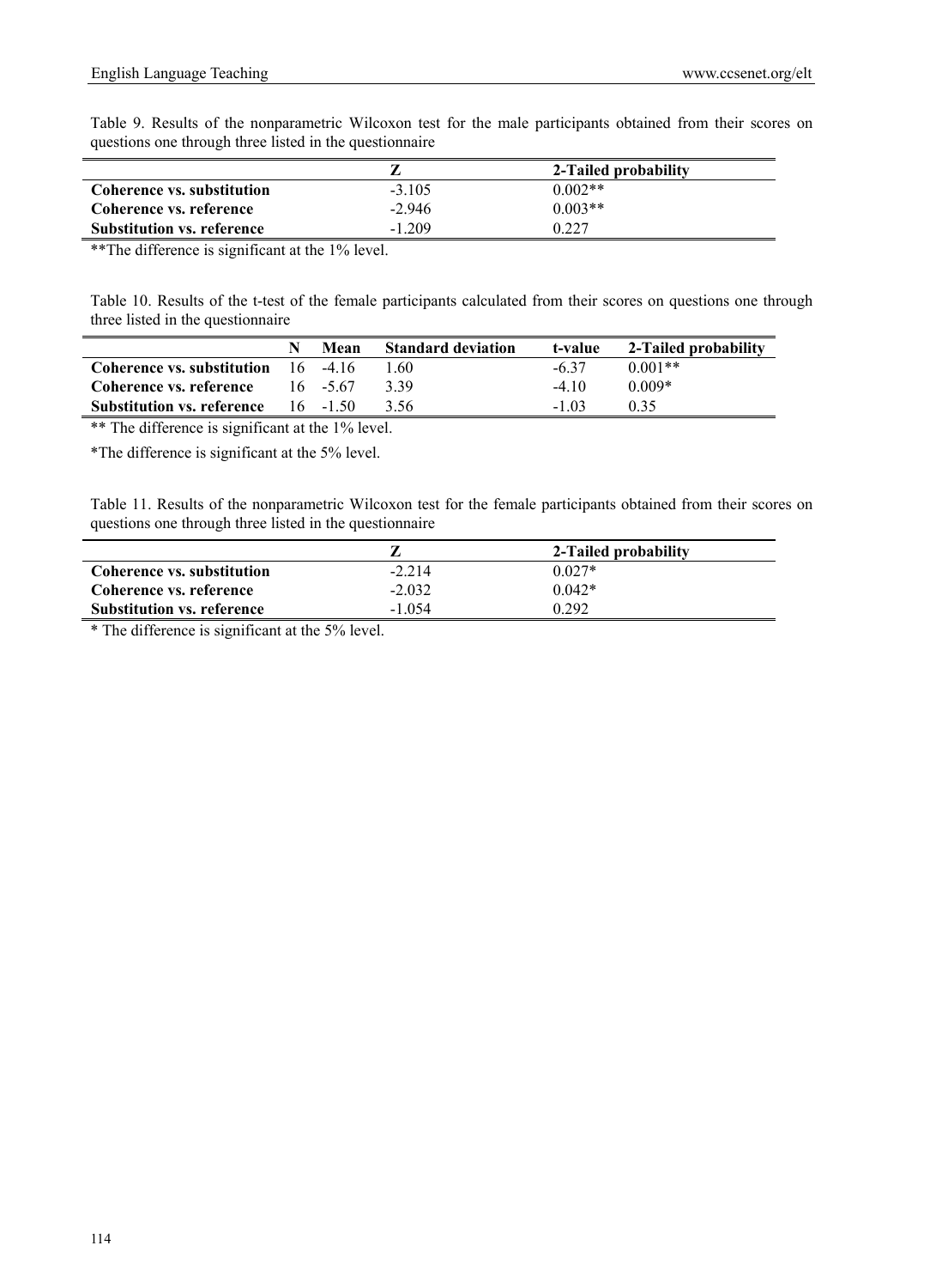Table 9. Results of the nonparametric Wilcoxon test for the male participants obtained from their scores on questions one through three listed in the questionnaire

| | Z | 2-Tailed probability |
|---|---|---|
| **Coherence vs. substitution** | -3.105 | 0.002** |
| **Coherence vs. reference** | -2.946 | 0.003** |
| **Substitution vs. reference** | -1.209 | 0.227 |

**The difference is significant at the 1% level.

Table 10. Results of the t-test of the female participants calculated from their scores on questions one through three listed in the questionnaire

| | N | Mean | Standard deviation | t-value | 2-Tailed probability |
|---|---|---|---|---|---|
| **Coherence vs. substitution** | 16 | -4.16 | 1.60 | -6.37 | 0.001** |
| **Coherence vs. reference** | 16 | -5.67 | 3.39 | -4.10 | 0.009* |
| **Substitution vs. reference** | 16 | -1.50 | 3.56 | -1.03 | 0.35 |

** The difference is significant at the 1% level.

*The difference is significant at the 5% level.

Table 11. Results of the nonparametric Wilcoxon test for the female participants obtained from their scores on questions one through three listed in the questionnaire

| | Z | 2-Tailed probability |
|---|---|---|
| **Coherence vs. substitution** | -2.214 | 0.027* |
| **Coherence vs. reference** | -2.032 | 0.042* |
| **Substitution vs. reference** | -1.054 | 0.292 |

* The difference is significant at the 5% level.